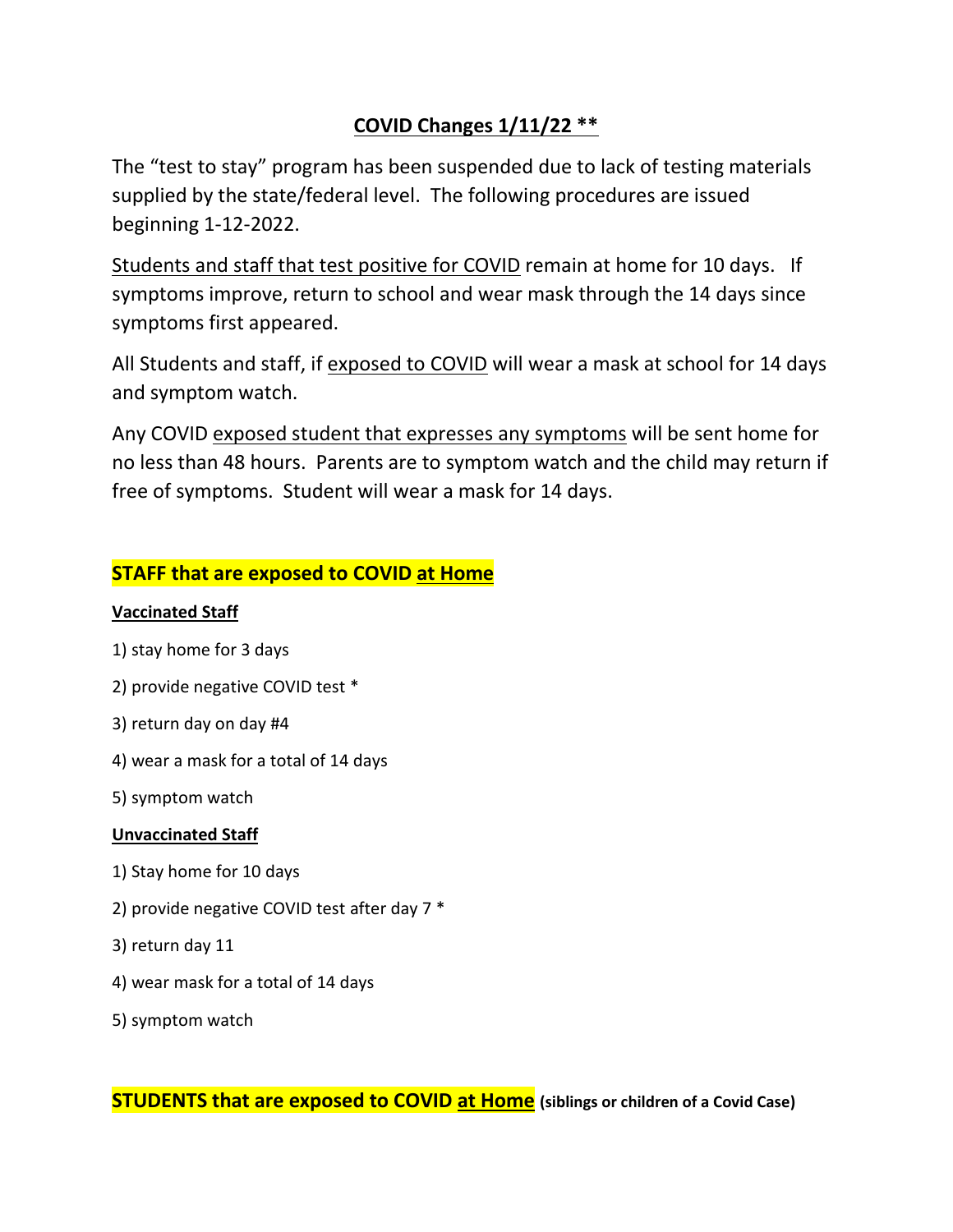# COVID Changes 1/11/22 **

The "test to stay" program has been suspended due to lack of testing materials supplied by the state/federal level. The following procedures are issued beginning 1-12-2022.

Students and staff that test positive for COVID remain at home for 10 days. If symptoms improve, return to school and wear mask through the 14 days since symptoms first appeared.

All Students and staff, if exposed to COVID will wear a mask at school for 14 days and symptom watch.

Any COVID exposed student that expresses any symptoms will be sent home for no less than 48 hours. Parents are to symptom watch and the child may return if free of symptoms. Student will wear a mask for 14 days.

## STAFF that are exposed to COVID at Home

### Vaccinated Staff

1) stay home for 3 days
2) provide negative COVID test *
3) return day on day #4
4) wear a mask for a total of 14 days
5) symptom watch

### Unvaccinated Staff

1) Stay home for 10 days
2) provide negative COVID test after day 7 *
3) return day 11
4) wear mask for a total of 14 days
5) symptom watch

## STUDENTS that are exposed to COVID at Home **(siblings or children of a Covid Case)**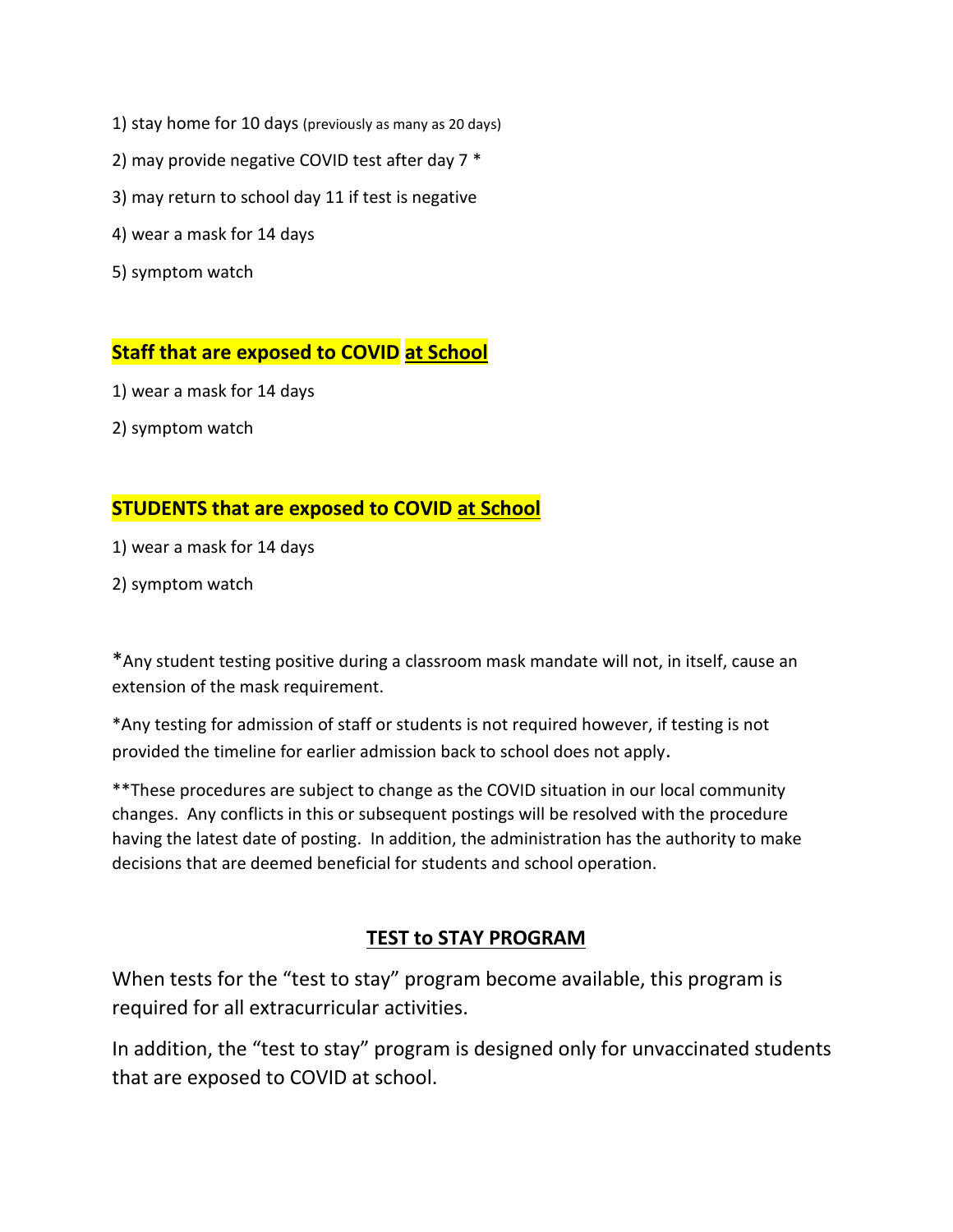1) stay home for 10 days (previously as many as 20 days)

2) may provide negative COVID test after day 7 *

3) may return to school day 11 if test is negative

4) wear a mask for 14 days

5) symptom watch

## Staff that are exposed to COVID at School

1) wear a mask for 14 days

2) symptom watch

## STUDENTS that are exposed to COVID at School

1) wear a mask for 14 days

2) symptom watch

*Any student testing positive during a classroom mask mandate will not, in itself, cause an extension of the mask requirement.

*Any testing for admission of staff or students is not required however, if testing is not provided the timeline for earlier admission back to school does not apply.

**These procedures are subject to change as the COVID situation in our local community changes. Any conflicts in this or subsequent postings will be resolved with the procedure having the latest date of posting. In addition, the administration has the authority to make decisions that are deemed beneficial for students and school operation.

## TEST to STAY PROGRAM

When tests for the "test to stay" program become available, this program is required for all extracurricular activities.

In addition, the "test to stay" program is designed only for unvaccinated students that are exposed to COVID at school.